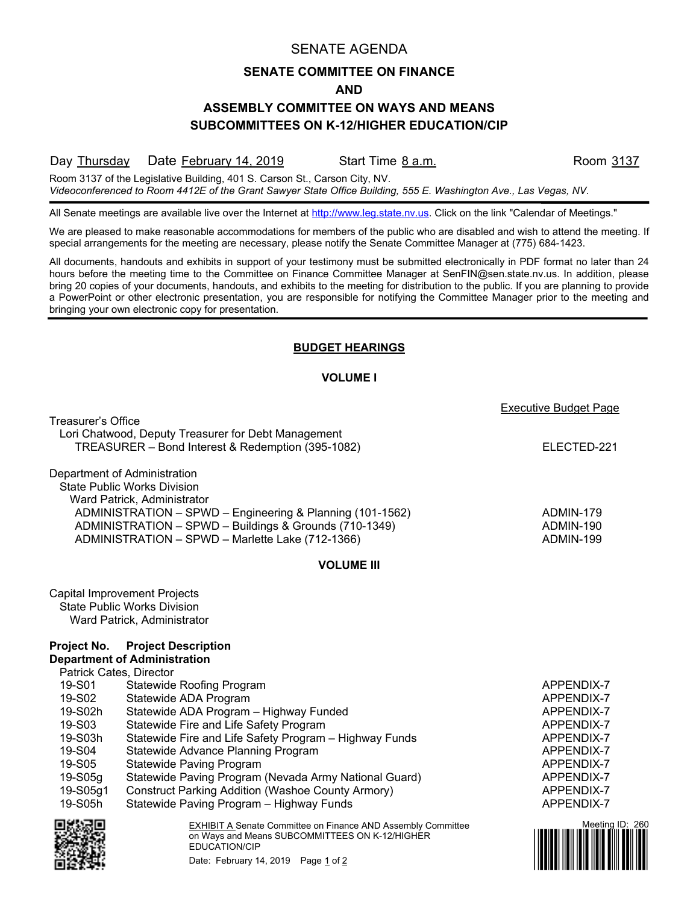# SENATE AGENDA

## SENATE COMMITTEE ON FINANCE

## AND

## ASSEMBLY COMMITTEE ON WAYS AND MEANS SUBCOMMITTEES ON K-12/HIGHER EDUCATION/CIP

Day Thursday Date February 14, 2019 Start Time 8 a.m. Room 3137

Room 3137 of the Legislative Building, 401 S. Carson St., Carson City, NV.
*Videoconferenced to Room 4412E of the Grant Sawyer State Office Building, 555 E. Washington Ave., Las Vegas, NV.*

All Senate meetings are available live over the Internet at http://www.leg.state.nv.us. Click on the link "Calendar of Meetings."

We are pleased to make reasonable accommodations for members of the public who are disabled and wish to attend the meeting. If special arrangements for the meeting are necessary, please notify the Senate Committee Manager at (775) 684-1423.

All documents, handouts and exhibits in support of your testimony must be submitted electronically in PDF format no later than 24 hours before the meeting time to the Committee on Finance Committee Manager at SenFIN@sen.state.nv.us. In addition, please bring 20 copies of your documents, handouts, and exhibits to the meeting for distribution to the public. If you are planning to provide a PowerPoint or other electronic presentation, you are responsible for notifying the Committee Manager prior to the meeting and bringing your own electronic copy for presentation.

### BUDGET HEARINGS

#### VOLUME I

| | Executive Budget Page |
|---|---|
| Treasurer's Office | |
| Lori Chatwood, Deputy Treasurer for Debt Management | |
| TREASURER – Bond Interest & Redemption (395-1082) | ELECTED-221 |
| Department of Administration | |
| State Public Works Division | |
| Ward Patrick, Administrator | |
| ADMINISTRATION – SPWD – Engineering & Planning (101-1562) | ADMIN-179 |
| ADMINISTRATION – SPWD – Buildings & Grounds (710-1349) | ADMIN-190 |
| ADMINISTRATION – SPWD – Marlette Lake (712-1366) | ADMIN-199 |

#### VOLUME III

Capital Improvement Projects
State Public Works Division
Ward Patrick, Administrator

**Department of Administration**
Patrick Cates, Director

| Project No. | Project Description | |
|---|---|---|
| 19-S01 | Statewide Roofing Program | APPENDIX-7 |
| 19-S02 | Statewide ADA Program | APPENDIX-7 |
| 19-S02h | Statewide ADA Program – Highway Funded | APPENDIX-7 |
| 19-S03 | Statewide Fire and Life Safety Program | APPENDIX-7 |
| 19-S03h | Statewide Fire and Life Safety Program – Highway Funds | APPENDIX-7 |
| 19-S04 | Statewide Advance Planning Program | APPENDIX-7 |
| 19-S05 | Statewide Paving Program | APPENDIX-7 |
| 19-S05g | Statewide Paving Program (Nevada Army National Guard) | APPENDIX-7 |
| 19-S05g1 | Construct Parking Addition (Washoe County Armory) | APPENDIX-7 |
| 19-S05h | Statewide Paving Program – Highway Funds | APPENDIX-7 |

EXHIBIT A Senate Committee on Finance AND Assembly Committee on Ways and Means SUBCOMMITTEES ON K-12/HIGHER EDUCATION/CIP
Date: February 14, 2019 Page 1 of 2

Meeting ID: 260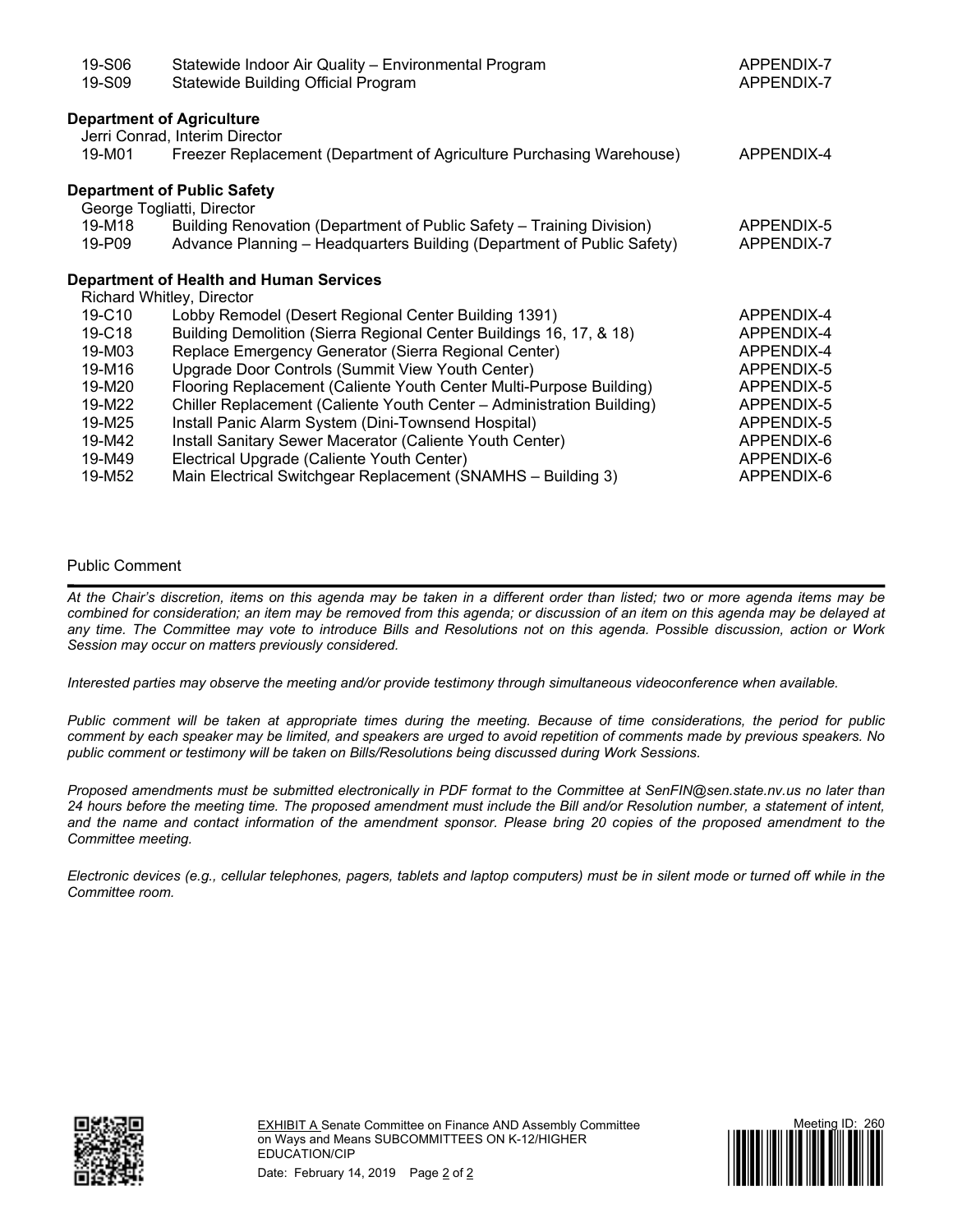| | | |
|---|---|---|
| 19-S06 | Statewide Indoor Air Quality – Environmental Program | APPENDIX-7 |
| 19-S09 | Statewide Building Official Program | APPENDIX-7 |

**Department of Agriculture**
Jerri Conrad, Interim Director

| | | |
|---|---|---|
| 19-M01 | Freezer Replacement (Department of Agriculture Purchasing Warehouse) | APPENDIX-4 |

**Department of Public Safety**
George Togliatti, Director

| | | |
|---|---|---|
| 19-M18 | Building Renovation (Department of Public Safety – Training Division) | APPENDIX-5 |
| 19-P09 | Advance Planning – Headquarters Building (Department of Public Safety) | APPENDIX-7 |

**Department of Health and Human Services**
Richard Whitley, Director

| | | |
|---|---|---|
| 19-C10 | Lobby Remodel (Desert Regional Center Building 1391) | APPENDIX-4 |
| 19-C18 | Building Demolition (Sierra Regional Center Buildings 16, 17, & 18) | APPENDIX-4 |
| 19-M03 | Replace Emergency Generator (Sierra Regional Center) | APPENDIX-4 |
| 19-M16 | Upgrade Door Controls (Summit View Youth Center) | APPENDIX-5 |
| 19-M20 | Flooring Replacement (Caliente Youth Center Multi-Purpose Building) | APPENDIX-5 |
| 19-M22 | Chiller Replacement (Caliente Youth Center – Administration Building) | APPENDIX-5 |
| 19-M25 | Install Panic Alarm System (Dini-Townsend Hospital) | APPENDIX-5 |
| 19-M42 | Install Sanitary Sewer Macerator (Caliente Youth Center) | APPENDIX-6 |
| 19-M49 | Electrical Upgrade (Caliente Youth Center) | APPENDIX-6 |
| 19-M52 | Main Electrical Switchgear Replacement (SNAMHS – Building 3) | APPENDIX-6 |

Public Comment

*At the Chair's discretion, items on this agenda may be taken in a different order than listed; two or more agenda items may be combined for consideration; an item may be removed from this agenda; or discussion of an item on this agenda may be delayed at any time. The Committee may vote to introduce Bills and Resolutions not on this agenda. Possible discussion, action or Work Session may occur on matters previously considered.*

*Interested parties may observe the meeting and/or provide testimony through simultaneous videoconference when available.*

*Public comment will be taken at appropriate times during the meeting. Because of time considerations, the period for public comment by each speaker may be limited, and speakers are urged to avoid repetition of comments made by previous speakers. No public comment or testimony will be taken on Bills/Resolutions being discussed during Work Sessions.*

*Proposed amendments must be submitted electronically in PDF format to the Committee at SenFIN@sen.state.nv.us no later than 24 hours before the meeting time. The proposed amendment must include the Bill and/or Resolution number, a statement of intent, and the name and contact information of the amendment sponsor. Please bring 20 copies of the proposed amendment to the Committee meeting.*

*Electronic devices (e.g., cellular telephones, pagers, tablets and laptop computers) must be in silent mode or turned off while in the Committee room.*

EXHIBIT A Senate Committee on Finance AND Assembly Committee on Ways and Means SUBCOMMITTEES ON K-12/HIGHER EDUCATION/CIP

Date: February 14, 2019

Meeting ID: 260